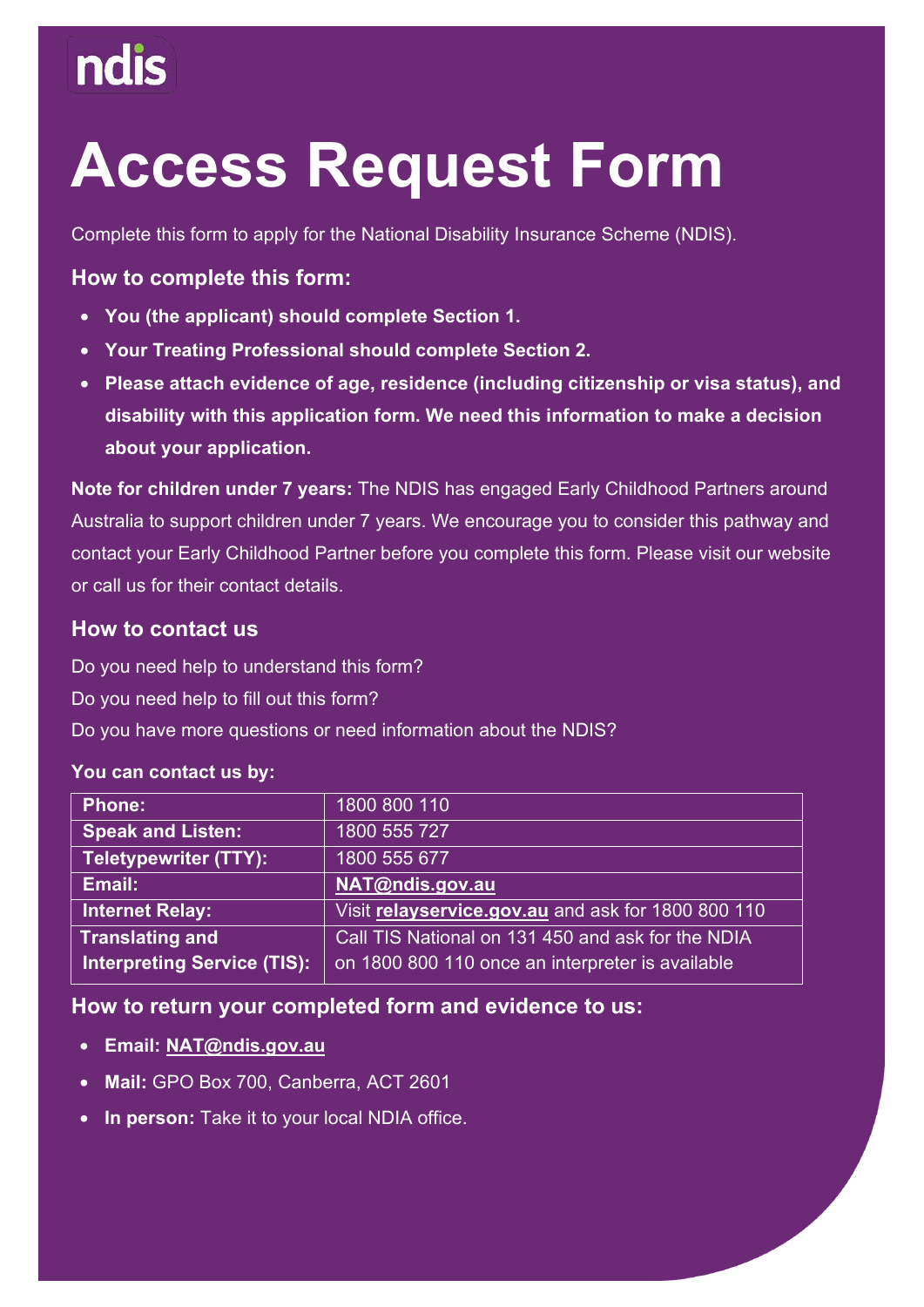ndis

# Access Request Form

Complete this form to apply for the National Disability Insurance Scheme (NDIS).

### How to complete this form:

- **You (the applicant) should complete Section 1.**
- **Your Treating Professional should complete Section 2.**
- **Please attach evidence of age, residence (including citizenship or visa status), and disability with this application form. We need this information to make a decision about your application.**

**Note for children under 7 years:** The NDIS has engaged Early Childhood Partners around Australia to support children under 7 years. We encourage you to consider this pathway and contact your Early Childhood Partner before you complete this form. Please visit our website or call us for their contact details.

### How to contact us

Do you need help to understand this form?

Do you need help to fill out this form?

Do you have more questions or need information about the NDIS?

**You can contact us by:**

| | |
|---|---|
| **Phone:** | 1800 800 110 |
| **Speak and Listen:** | 1800 555 727 |
| **Teletypewriter (TTY):** | 1800 555 677 |
| **Email:** | **NAT@ndis.gov.au** |
| **Internet Relay:** | Visit **relayservice.gov.au** and ask for 1800 800 110 |
| **Translating and Interpreting Service (TIS):** | Call TIS National on 131 450 and ask for the NDIA on 1800 800 110 once an interpreter is available |

### How to return your completed form and evidence to us:

- **Email: NAT@ndis.gov.au**
- **Mail:** GPO Box 700, Canberra, ACT 2601
- **In person:** Take it to your local NDIA office.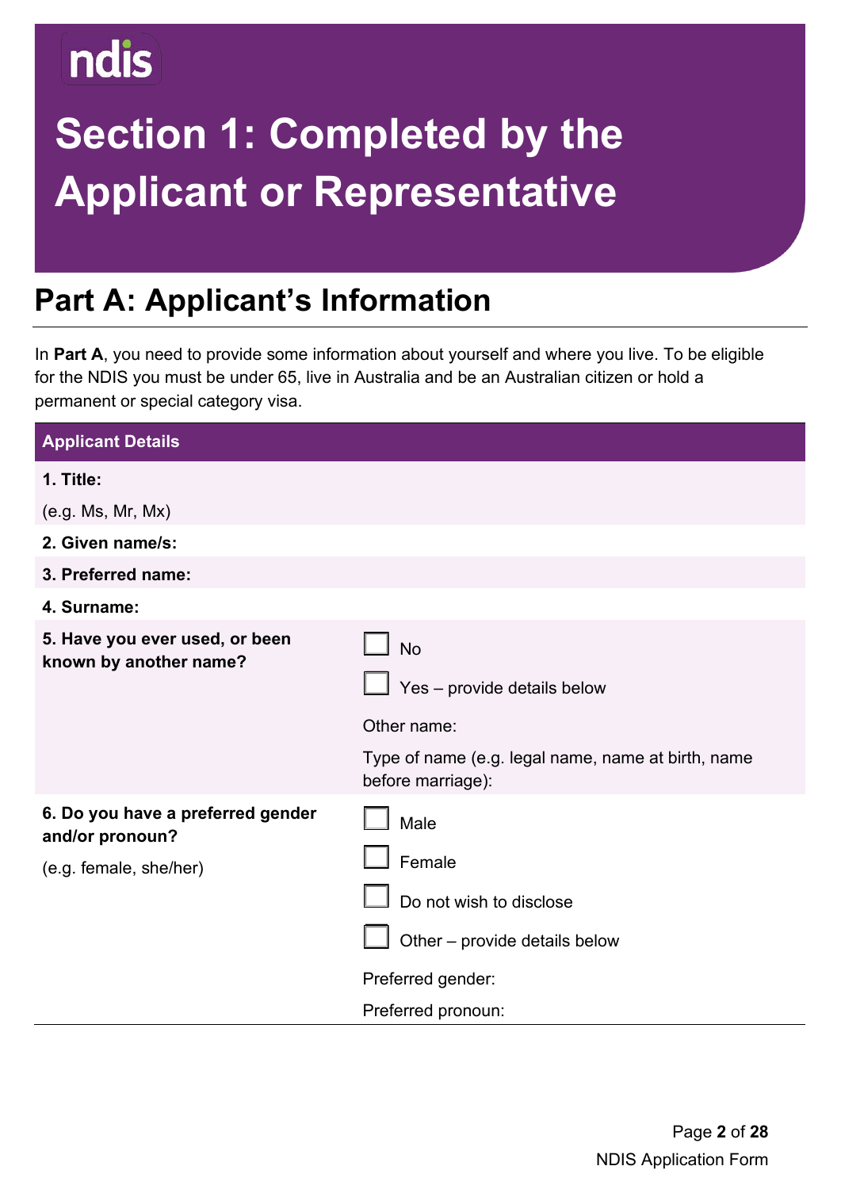ndis

# Section 1: Completed by the Applicant or Representative

## Part A: Applicant's Information

In **Part A**, you need to provide some information about yourself and where you live. To be eligible for the NDIS you must be under 65, live in Australia and be an Australian citizen or hold a permanent or special category visa.

| Applicant Details | |
|---|---|
| **1. Title:** (e.g. Ms, Mr, Mx) | |
| **2. Given name/s:** | |
| **3. Preferred name:** | |
| **4. Surname:** | |
| **5. Have you ever used, or been known by another name?** | ☐ No<br>☐ Yes – provide details below<br>Other name:<br>Type of name (e.g. legal name, name at birth, name before marriage): |
| **6. Do you have a preferred gender and/or pronoun?** (e.g. female, she/her) | ☐ Male<br>☐ Female<br>☐ Do not wish to disclose<br>☐ Other – provide details below<br>Preferred gender:<br>Preferred pronoun: |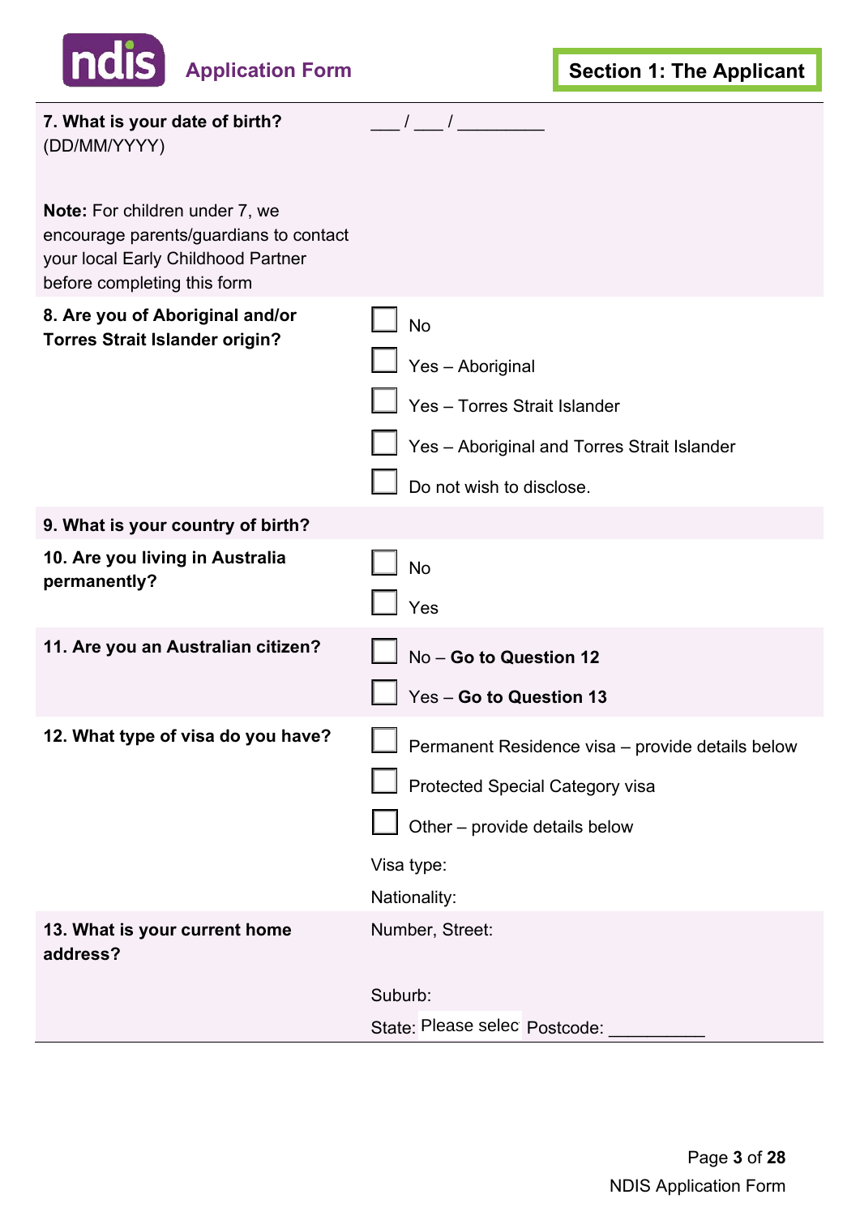**Application Form** — **Section 1: The Applicant**

| | |
|---|---|
| **7. What is your date of birth?** (DD/MM/YYYY)<br><br>**Note:** For children under 7, we encourage parents/guardians to contact your local Early Childhood Partner before completing this form | \_\_\_ / \_\_\_ / \_\_\_\_\_\_\_\_\_ |
| **8. Are you of Aboriginal and/or Torres Strait Islander origin?** | ☐ No<br>☐ Yes – Aboriginal<br>☐ Yes – Torres Strait Islander<br>☐ Yes – Aboriginal and Torres Strait Islander<br>☐ Do not wish to disclose. |
| **9. What is your country of birth?** | |
| **10. Are you living in Australia permanently?** | ☐ No<br>☐ Yes |
| **11. Are you an Australian citizen?** | ☐ No – **Go to Question 12**<br>☐ Yes – **Go to Question 13** |
| **12. What type of visa do you have?** | ☐ Permanent Residence visa – provide details below<br>☐ Protected Special Category visa<br>☐ Other – provide details below<br>Visa type:<br>Nationality: |
| **13. What is your current home address?** | Number, Street:<br><br>Suburb:<br>State: Please selec Postcode: \_\_\_\_\_\_\_\_\_\_ |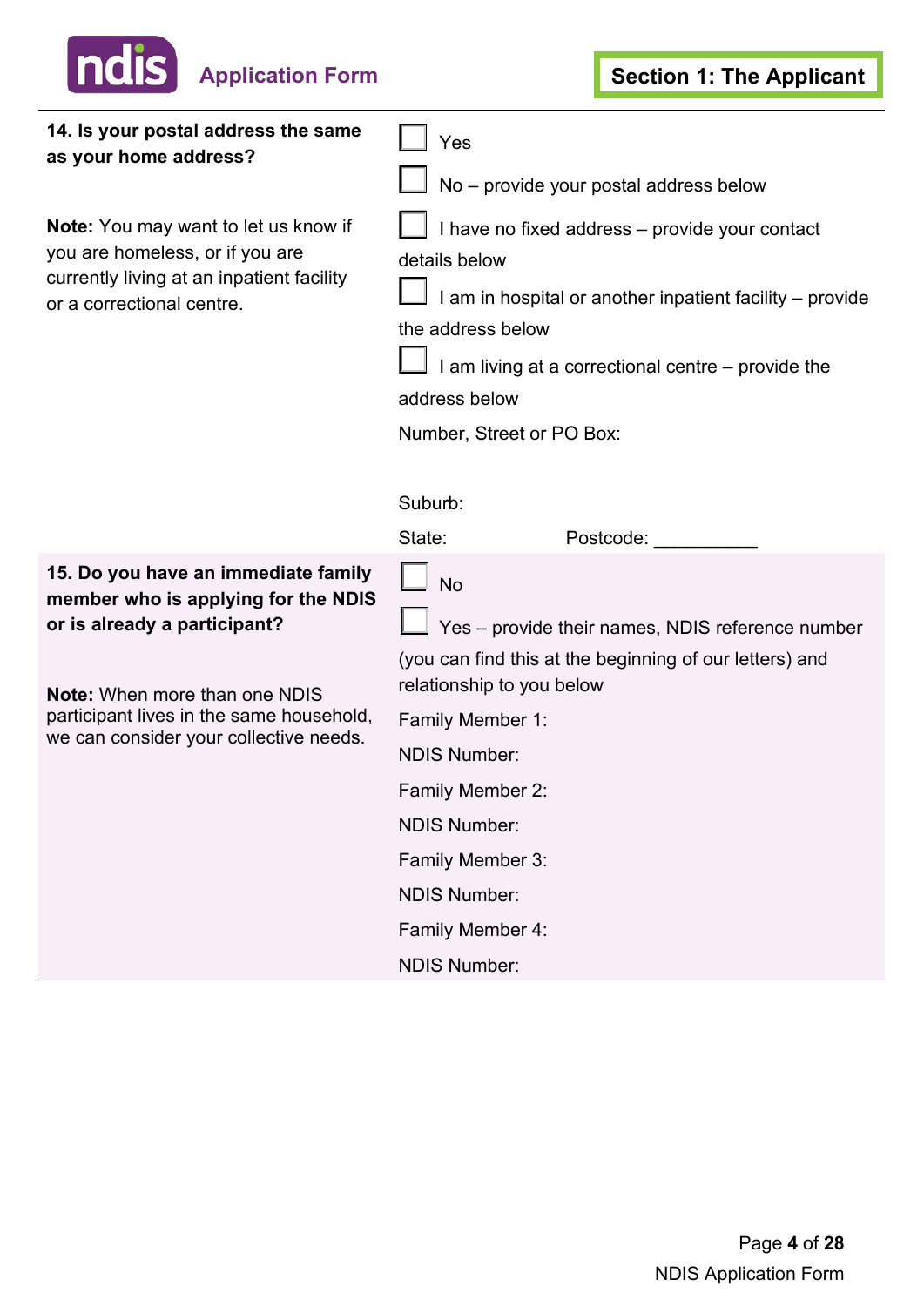**14. Is your postal address the same as your home address?**

**Note:** You may want to let us know if you are homeless, or if you are currently living at an inpatient facility or a correctional centre.

- ☐ Yes
- ☐ No – provide your postal address below
- ☐ I have no fixed address – provide your contact details below
- ☐ I am in hospital or another inpatient facility – provide the address below
- ☐ I am living at a correctional centre – provide the address below

Number, Street or PO Box:

Suburb:

State: Postcode: __________

**15. Do you have an immediate family member who is applying for the NDIS or is already a participant?**

**Note:** When more than one NDIS participant lives in the same household, we can consider your collective needs.

- ☐ No
- ☐ Yes – provide their names, NDIS reference number (you can find this at the beginning of our letters) and relationship to you below

Family Member 1:

NDIS Number:

Family Member 2:

NDIS Number:

Family Member 3:

NDIS Number:

Family Member 4:

NDIS Number: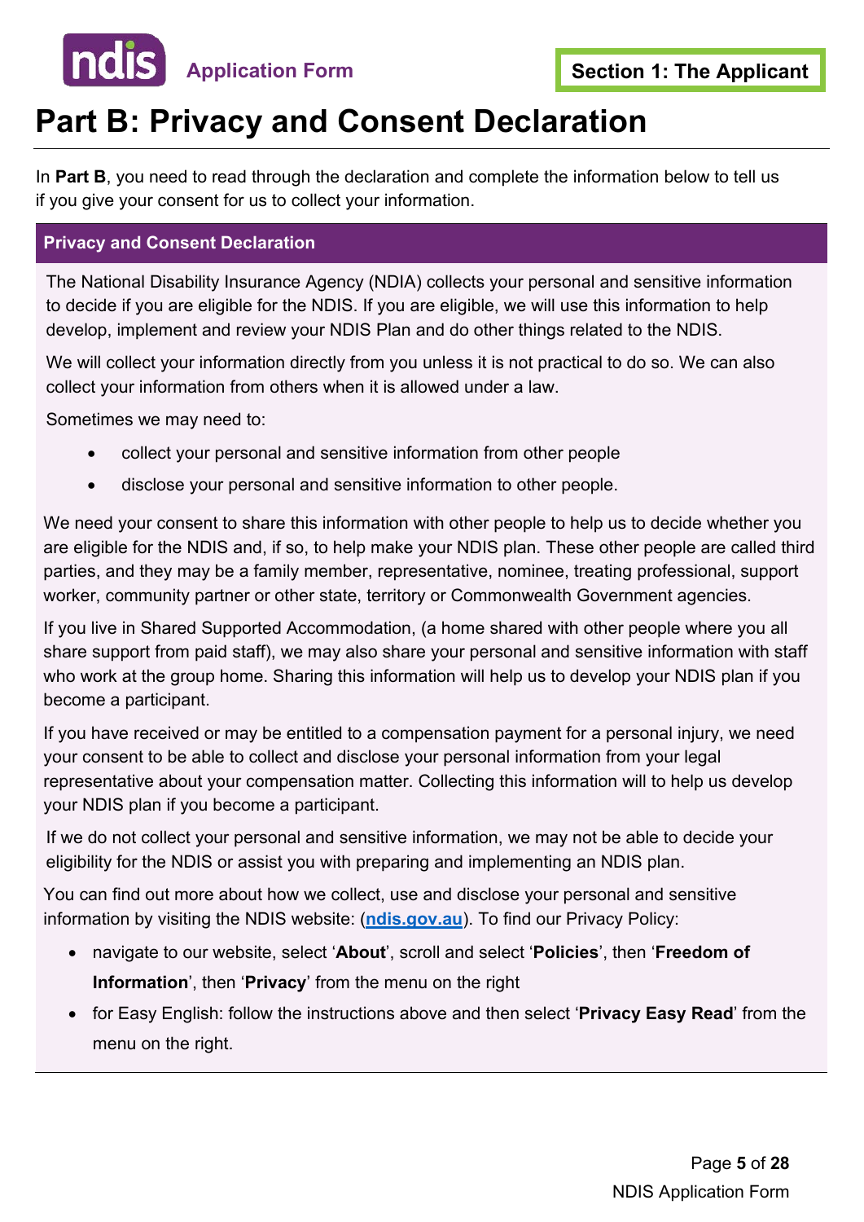# Part B: Privacy and Consent Declaration

In **Part B**, you need to read through the declaration and complete the information below to tell us if you give your consent for us to collect your information.

## Privacy and Consent Declaration

The National Disability Insurance Agency (NDIA) collects your personal and sensitive information to decide if you are eligible for the NDIS. If you are eligible, we will use this information to help develop, implement and review your NDIS Plan and do other things related to the NDIS.

We will collect your information directly from you unless it is not practical to do so. We can also collect your information from others when it is allowed under a law.

Sometimes we may need to:

- collect your personal and sensitive information from other people
- disclose your personal and sensitive information to other people.

We need your consent to share this information with other people to help us to decide whether you are eligible for the NDIS and, if so, to help make your NDIS plan. These other people are called third parties, and they may be a family member, representative, nominee, treating professional, support worker, community partner or other state, territory or Commonwealth Government agencies.

If you live in Shared Supported Accommodation, (a home shared with other people where you all share support from paid staff), we may also share your personal and sensitive information with staff who work at the group home. Sharing this information will help us to develop your NDIS plan if you become a participant.

If you have received or may be entitled to a compensation payment for a personal injury, we need your consent to be able to collect and disclose your personal information from your legal representative about your compensation matter. Collecting this information will to help us develop your NDIS plan if you become a participant.

If we do not collect your personal and sensitive information, we may not be able to decide your eligibility for the NDIS or assist you with preparing and implementing an NDIS plan.

You can find out more about how we collect, use and disclose your personal and sensitive information by visiting the NDIS website: (ndis.gov.au). To find our Privacy Policy:

- navigate to our website, select '**About**', scroll and select '**Policies**', then '**Freedom of Information**', then '**Privacy**' from the menu on the right
- for Easy English: follow the instructions above and then select '**Privacy Easy Read**' from the menu on the right.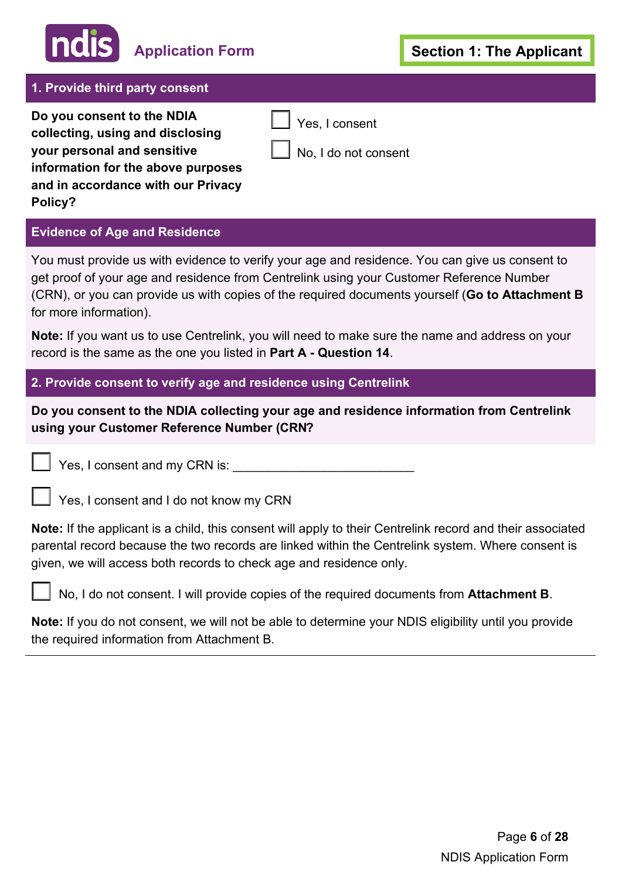**ndis** Application Form

**Section 1: The Applicant**

## 1. Provide third party consent

**Do you consent to the NDIA collecting, using and disclosing your personal and sensitive information for the above purposes and in accordance with our Privacy Policy?**

- ☐ Yes, I consent
- ☐ No, I do not consent

## Evidence of Age and Residence

You must provide us with evidence to verify your age and residence. You can give us consent to get proof of your age and residence from Centrelink using your Customer Reference Number (CRN), or you can provide us with copies of the required documents yourself (**Go to Attachment B** for more information).

**Note:** If you want us to use Centrelink, you will need to make sure the name and address on your record is the same as the one you listed in **Part A - Question 14**.

## 2. Provide consent to verify age and residence using Centrelink

**Do you consent to the NDIA collecting your age and residence information from Centrelink using your Customer Reference Number (CRN?**

- ☐ Yes, I consent and my CRN is: ___________________________
- ☐ Yes, I consent and I do not know my CRN

**Note:** If the applicant is a child, this consent will apply to their Centrelink record and their associated parental record because the two records are linked within the Centrelink system. Where consent is given, we will access both records to check age and residence only.

- ☐ No, I do not consent. I will provide copies of the required documents from **Attachment B**.

**Note:** If you do not consent, we will not be able to determine your NDIS eligibility until you provide the required information from Attachment B.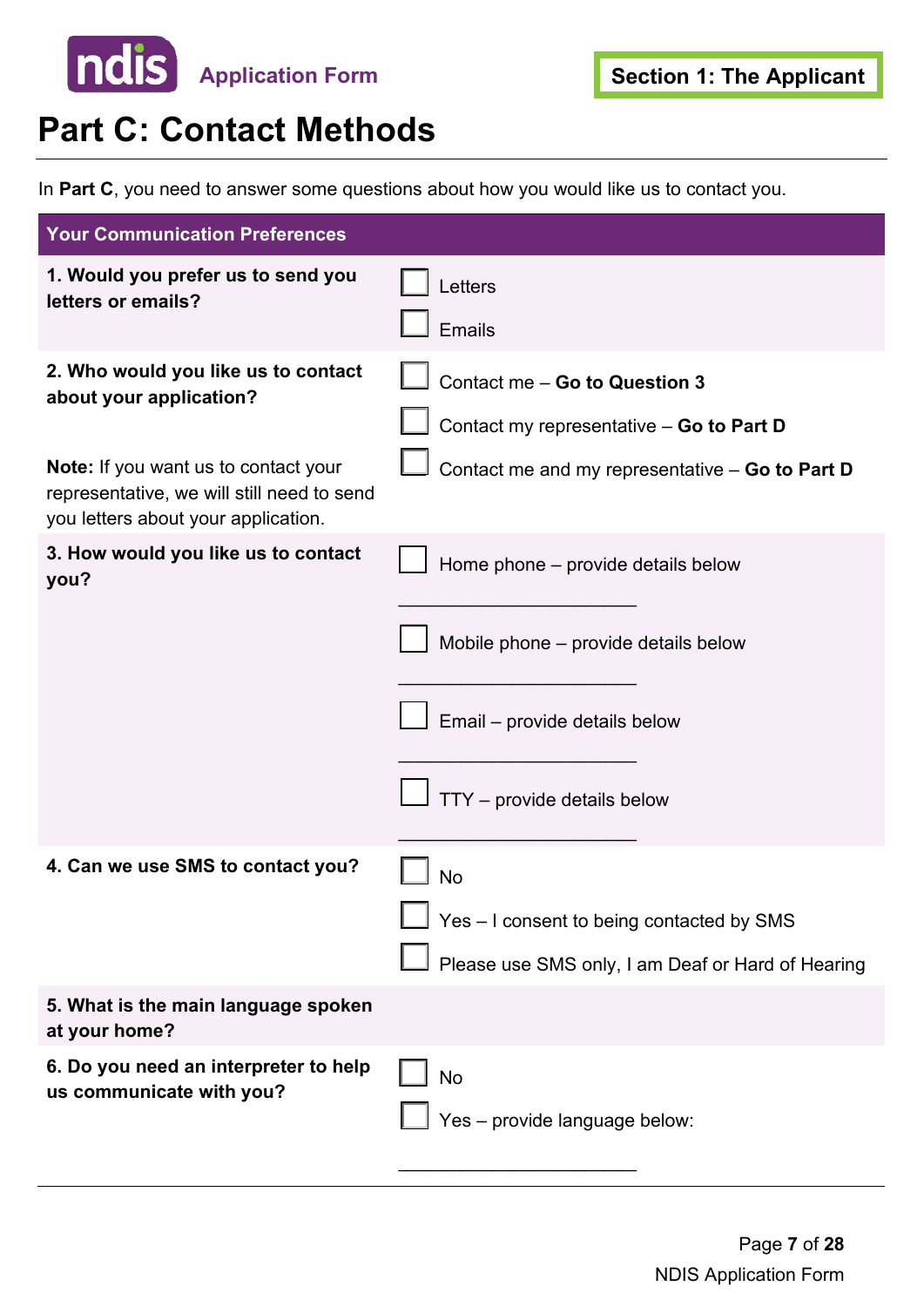NDIS Application Form

**Section 1: The Applicant**

# Part C: Contact Methods

In **Part C**, you need to answer some questions about how you would like us to contact you.

## Your Communication Preferences

**1. Would you prefer us to send you letters or emails?**

- ☐ Letters
- ☐ Emails

**2. Who would you like us to contact about your application?**

- ☐ Contact me – **Go to Question 3**
- ☐ Contact my representative – **Go to Part D**
- ☐ Contact me and my representative – **Go to Part D**

**Note:** If you want us to contact your representative, we will still need to send you letters about your application.

**3. How would you like us to contact you?**

- ☐ Home phone – provide details below

  ______________________

- ☐ Mobile phone – provide details below

  ______________________

- ☐ Email – provide details below

  ______________________

- ☐ TTY – provide details below

  ______________________

**4. Can we use SMS to contact you?**

- ☐ No
- ☐ Yes – I consent to being contacted by SMS
- ☐ Please use SMS only, I am Deaf or Hard of Hearing

**5. What is the main language spoken at your home?**

**6. Do you need an interpreter to help us communicate with you?**

- ☐ No
- ☐ Yes – provide language below:

  ______________________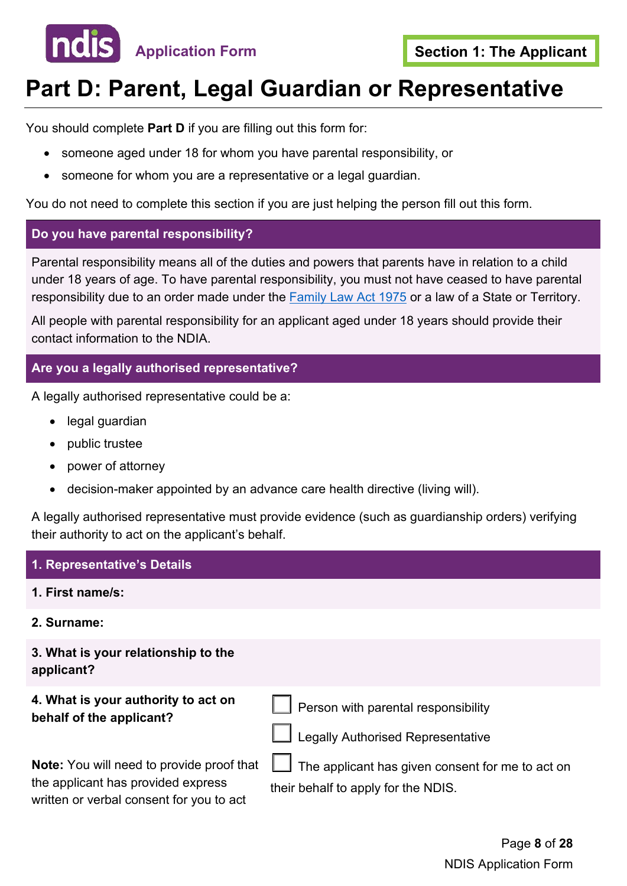# Part D: Parent, Legal Guardian or Representative

You should complete **Part D** if you are filling out this form for:

- someone aged under 18 for whom you have parental responsibility, or
- someone for whom you are a representative or a legal guardian.

You do not need to complete this section if you are just helping the person fill out this form.

## Do you have parental responsibility?

Parental responsibility means all of the duties and powers that parents have in relation to a child under 18 years of age. To have parental responsibility, you must not have ceased to have parental responsibility due to an order made under the Family Law Act 1975 or a law of a State or Territory.

All people with parental responsibility for an applicant aged under 18 years should provide their contact information to the NDIA.

## Are you a legally authorised representative?

A legally authorised representative could be a:

- legal guardian
- public trustee
- power of attorney
- decision-maker appointed by an advance care health directive (living will).

A legally authorised representative must provide evidence (such as guardianship orders) verifying their authority to act on the applicant's behalf.

## 1. Representative's Details

| | |
|---|---|
| **1. First name/s:** | |
| **2. Surname:** | |
| **3. What is your relationship to the applicant?** | |
| **4. What is your authority to act on behalf of the applicant?** | ☐ Person with parental responsibility<br>☐ Legally Authorised Representative |
| **Note:** You will need to provide proof that the applicant has provided express written or verbal consent for you to act | ☐ The applicant has given consent for me to act on their behalf to apply for the NDIS. |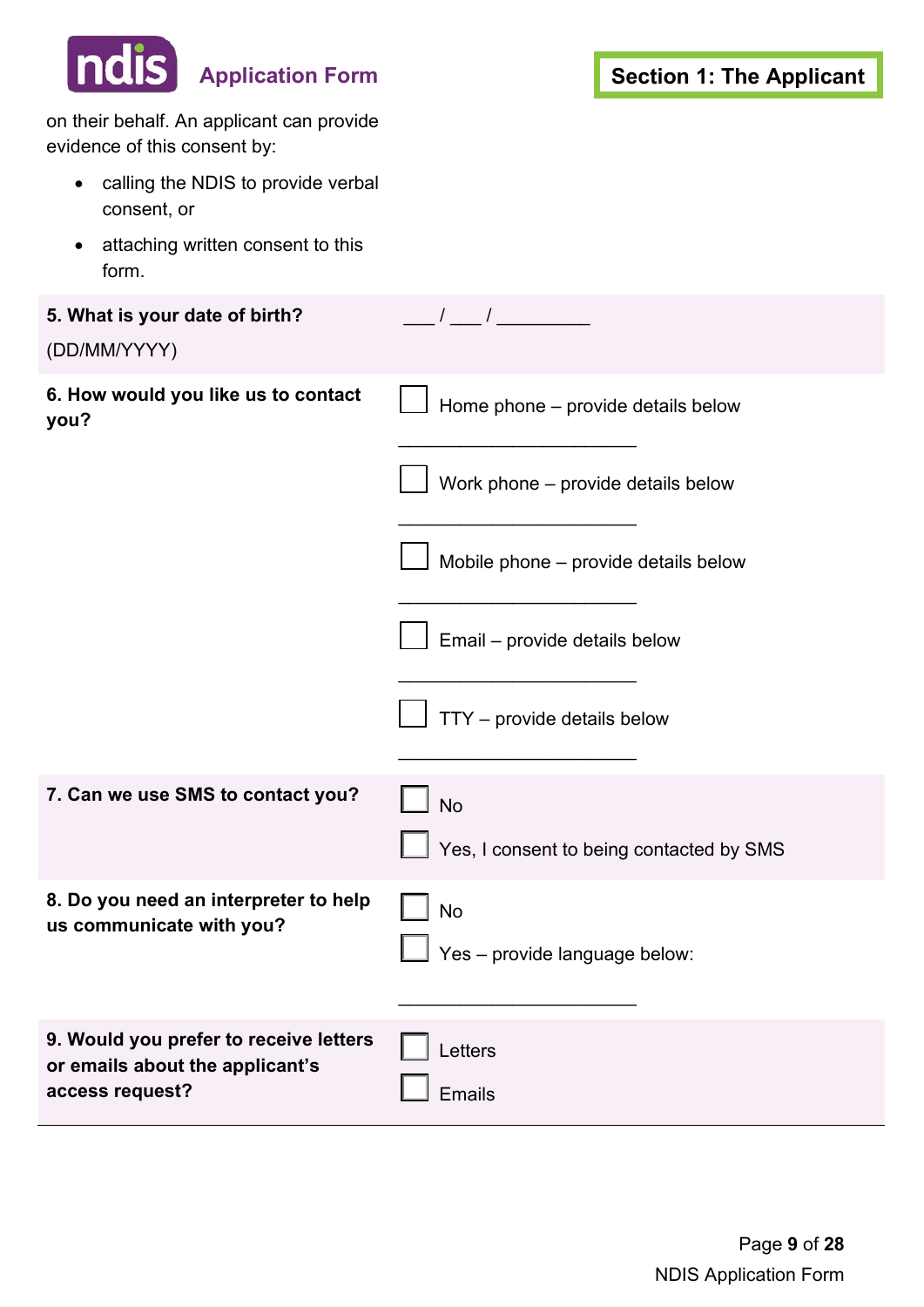on their behalf. An applicant can provide evidence of this consent by:

- calling the NDIS to provide verbal consent, or
- attaching written consent to this form.

| | |
|---|---|
| **5. What is your date of birth?** (DD/MM/YYYY) | ___ / ___ / _________ |
| **6. How would you like us to contact you?** | ☐ Home phone – provide details below<br>______________________<br>☐ Work phone – provide details below<br>______________________<br>☐ Mobile phone – provide details below<br>______________________<br>☐ Email – provide details below<br>______________________<br>☐ TTY – provide details below<br>______________________ |
| **7. Can we use SMS to contact you?** | ☐ No<br>☐ Yes, I consent to being contacted by SMS |
| **8. Do you need an interpreter to help us communicate with you?** | ☐ No<br>☐ Yes – provide language below:<br>______________________ |
| **9. Would you prefer to receive letters or emails about the applicant's access request?** | ☐ Letters<br>☐ Emails |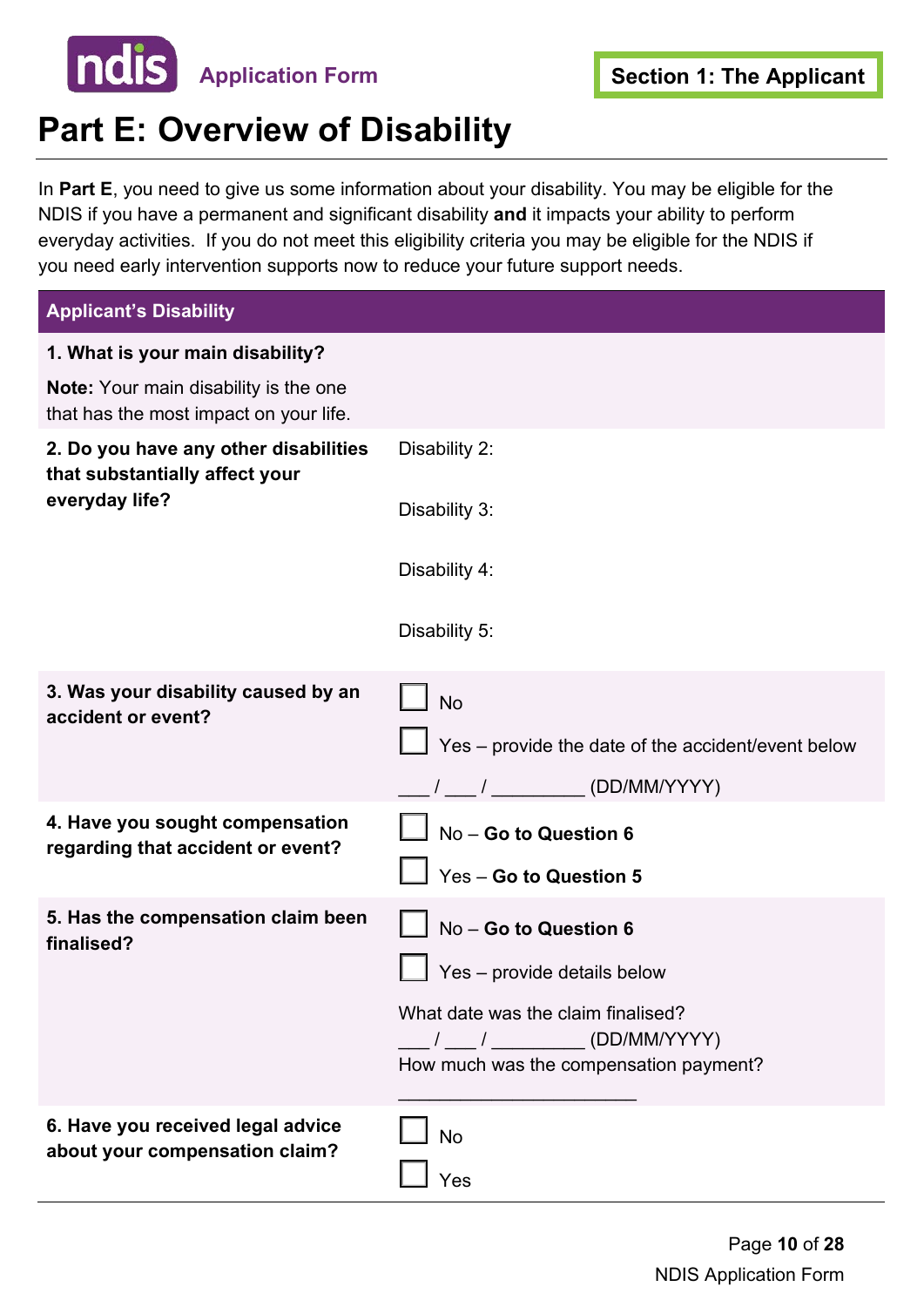Application Form

**Section 1: The Applicant**

# Part E: Overview of Disability

In **Part E**, you need to give us some information about your disability. You may be eligible for the NDIS if you have a permanent and significant disability **and** it impacts your ability to perform everyday activities. If you do not meet this eligibility criteria you may be eligible for the NDIS if you need early intervention supports now to reduce your future support needs.

| Applicant's Disability | |
| --- | --- |
| **1. What is your main disability?**<br>**Note:** Your main disability is the one that has the most impact on your life. | |
| **2. Do you have any other disabilities that substantially affect your everyday life?** | Disability 2:<br><br>Disability 3:<br><br>Disability 4:<br><br>Disability 5: |
| **3. Was your disability caused by an accident or event?** | ☐ No<br>☐ Yes – provide the date of the accident/event below<br>___ / ___ / _________ (DD/MM/YYYY) |
| **4. Have you sought compensation regarding that accident or event?** | ☐ No – **Go to Question 6**<br>☐ Yes – **Go to Question 5** |
| **5. Has the compensation claim been finalised?** | ☐ No – **Go to Question 6**<br>☐ Yes – provide details below<br>What date was the claim finalised?<br>___ / ___ / _________ (DD/MM/YYYY)<br>How much was the compensation payment?<br>_______________________ |
| **6. Have you received legal advice about your compensation claim?** | ☐ No<br>☐ Yes |

NDIS Application Form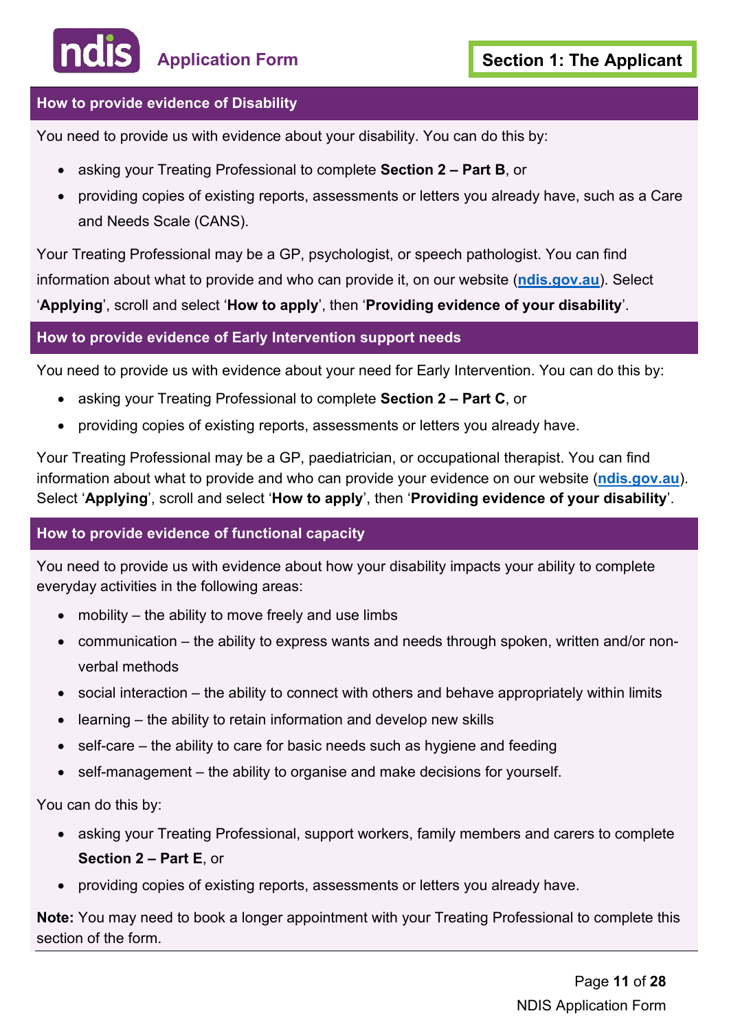## How to provide evidence of Disability

You need to provide us with evidence about your disability. You can do this by:

- asking your Treating Professional to complete **Section 2 – Part B**, or
- providing copies of existing reports, assessments or letters you already have, such as a Care and Needs Scale (CANS).

Your Treating Professional may be a GP, psychologist, or speech pathologist. You can find information about what to provide and who can provide it, on our website (**ndis.gov.au**). Select '**Applying**', scroll and select '**How to apply**', then '**Providing evidence of your disability**'.

## How to provide evidence of Early Intervention support needs

You need to provide us with evidence about your need for Early Intervention. You can do this by:

- asking your Treating Professional to complete **Section 2 – Part C**, or
- providing copies of existing reports, assessments or letters you already have.

Your Treating Professional may be a GP, paediatrician, or occupational therapist. You can find information about what to provide and who can provide your evidence on our website (**ndis.gov.au**). Select '**Applying**', scroll and select '**How to apply**', then '**Providing evidence of your disability**'.

## How to provide evidence of functional capacity

You need to provide us with evidence about how your disability impacts your ability to complete everyday activities in the following areas:

- mobility – the ability to move freely and use limbs
- communication – the ability to express wants and needs through spoken, written and/or non-verbal methods
- social interaction – the ability to connect with others and behave appropriately within limits
- learning – the ability to retain information and develop new skills
- self-care – the ability to care for basic needs such as hygiene and feeding
- self-management – the ability to organise and make decisions for yourself.

You can do this by:

- asking your Treating Professional, support workers, family members and carers to complete **Section 2 – Part E**, or
- providing copies of existing reports, assessments or letters you already have.

**Note:** You may need to book a longer appointment with your Treating Professional to complete this section of the form.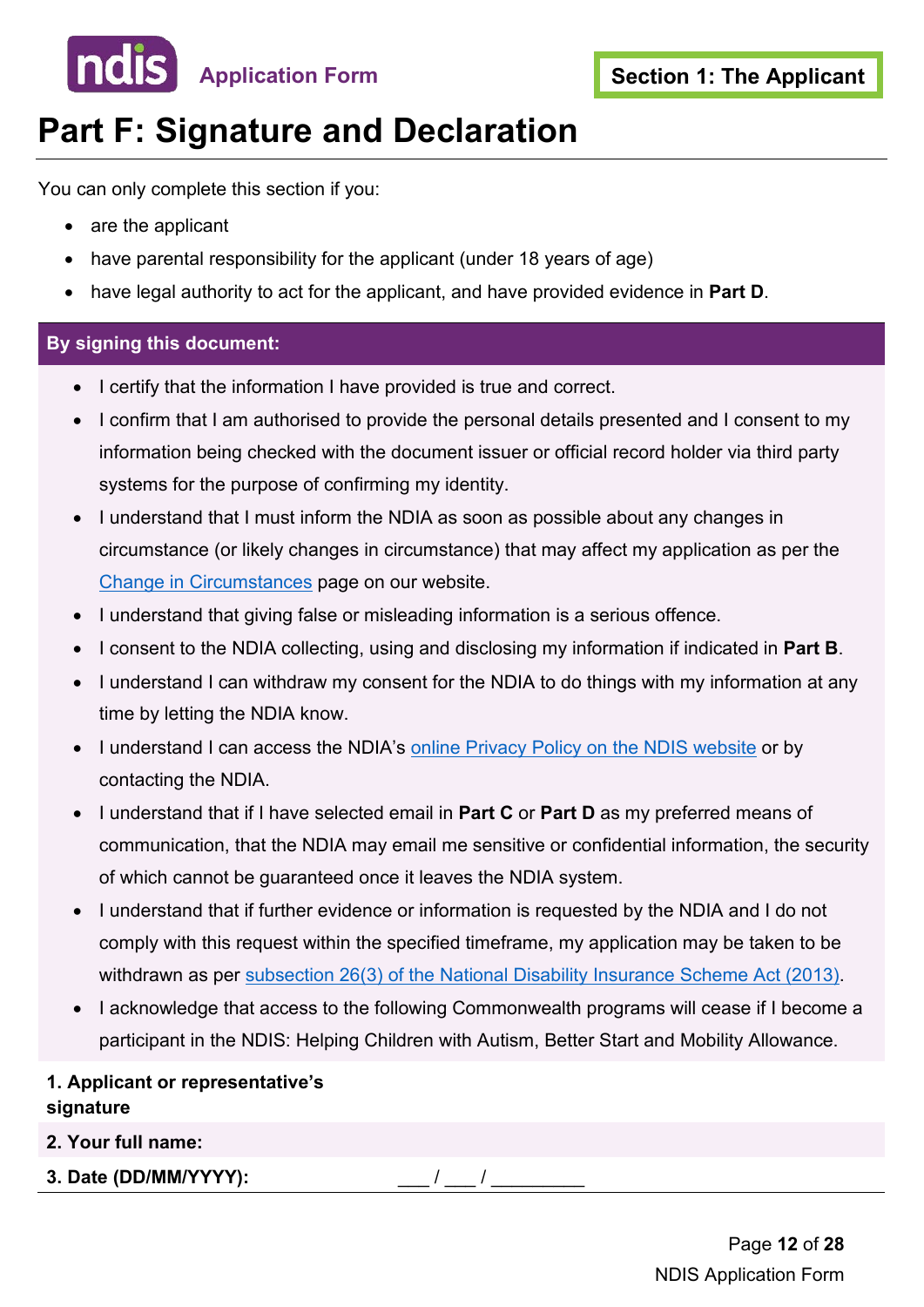# Part F: Signature and Declaration

You can only complete this section if you:

- are the applicant
- have parental responsibility for the applicant (under 18 years of age)
- have legal authority to act for the applicant, and have provided evidence in **Part D**.

**By signing this document:**

- I certify that the information I have provided is true and correct.
- I confirm that I am authorised to provide the personal details presented and I consent to my information being checked with the document issuer or official record holder via third party systems for the purpose of confirming my identity.
- I understand that I must inform the NDIA as soon as possible about any changes in circumstance (or likely changes in circumstance) that may affect my application as per the Change in Circumstances page on our website.
- I understand that giving false or misleading information is a serious offence.
- I consent to the NDIA collecting, using and disclosing my information if indicated in **Part B**.
- I understand I can withdraw my consent for the NDIA to do things with my information at any time by letting the NDIA know.
- I understand I can access the NDIA's online Privacy Policy on the NDIS website or by contacting the NDIA.
- I understand that if I have selected email in **Part C** or **Part D** as my preferred means of communication, that the NDIA may email me sensitive or confidential information, the security of which cannot be guaranteed once it leaves the NDIA system.
- I understand that if further evidence or information is requested by the NDIA and I do not comply with this request within the specified timeframe, my application may be taken to be withdrawn as per subsection 26(3) of the National Disability Insurance Scheme Act (2013).
- I acknowledge that access to the following Commonwealth programs will cease if I become a participant in the NDIS: Helping Children with Autism, Better Start and Mobility Allowance.

**1. Applicant or representative's signature**

**2. Your full name:**

**3. Date (DD/MM/YYYY):** ___ / ___ / _________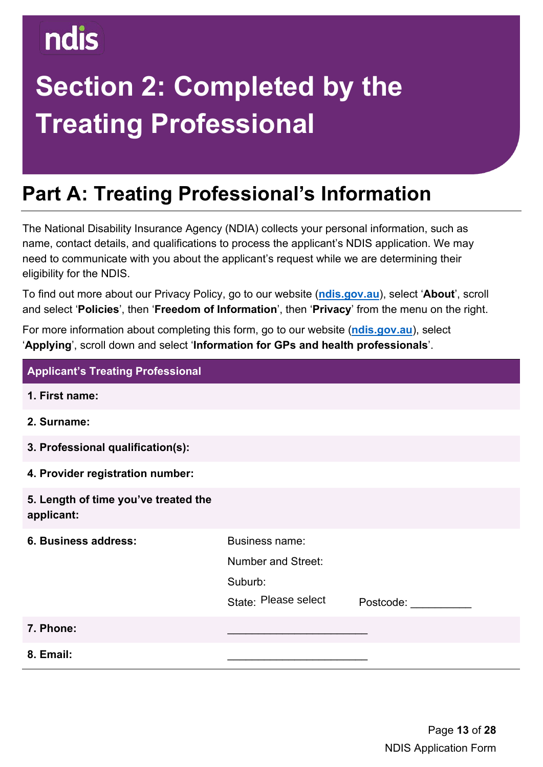ndis

# Section 2: Completed by the Treating Professional

## Part A: Treating Professional's Information

The National Disability Insurance Agency (NDIA) collects your personal information, such as name, contact details, and qualifications to process the applicant's NDIS application. We may need to communicate with you about the applicant's request while we are determining their eligibility for the NDIS.

To find out more about our Privacy Policy, go to our website (**ndis.gov.au**), select '**About**', scroll and select '**Policies**', then '**Freedom of Information**', then '**Privacy**' from the menu on the right.

For more information about completing this form, go to our website (**ndis.gov.au**), select '**Applying**', scroll down and select '**Information for GPs and health professionals**'.

| Applicant's Treating Professional | | |
|---|---|---|
| **1. First name:** | | |
| **2. Surname:** | | |
| **3. Professional qualification(s):** | | |
| **4. Provider registration number:** | | |
| **5. Length of time you've treated the applicant:** | | |
| **6. Business address:** | Business name: | |
| | Number and Street: | |
| | Suburb: | |
| | State: Please select | Postcode: __________ |
| **7. Phone:** | _______________________ | |
| **8. Email:** | _______________________ | |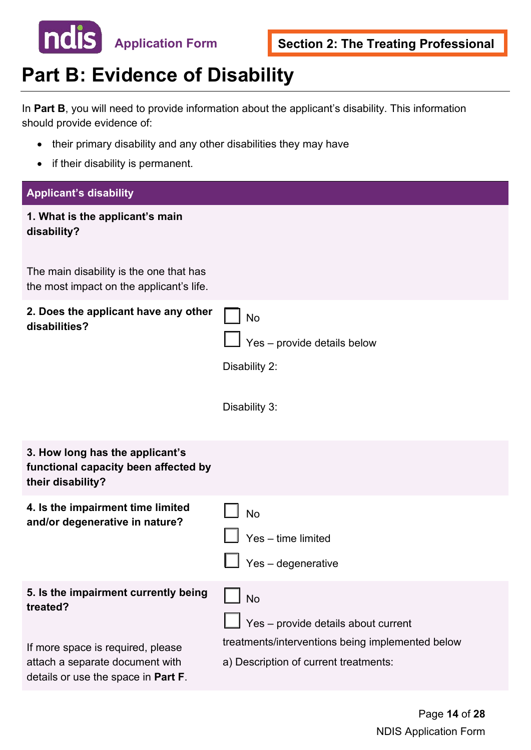**Application Form** | **Section 2: The Treating Professional**

# Part B: Evidence of Disability

In **Part B**, you will need to provide information about the applicant's disability. This information should provide evidence of:

- their primary disability and any other disabilities they may have
- if their disability is permanent.

| **Applicant's disability** | |
|---|---|
| **1. What is the applicant's main disability?**<br><br>The main disability is the one that has the most impact on the applicant's life. | |
| **2. Does the applicant have any other disabilities?** | ☐ No<br>☐ Yes – provide details below<br>Disability 2:<br><br>Disability 3: |
| **3. How long has the applicant's functional capacity been affected by their disability?** | |
| **4. Is the impairment time limited and/or degenerative in nature?** | ☐ No<br>☐ Yes – time limited<br>☐ Yes – degenerative |
| **5. Is the impairment currently being treated?**<br><br>If more space is required, please attach a separate document with details or use the space in **Part F**. | ☐ No<br>☐ Yes – provide details about current treatments/interventions being implemented below<br>a) Description of current treatments: |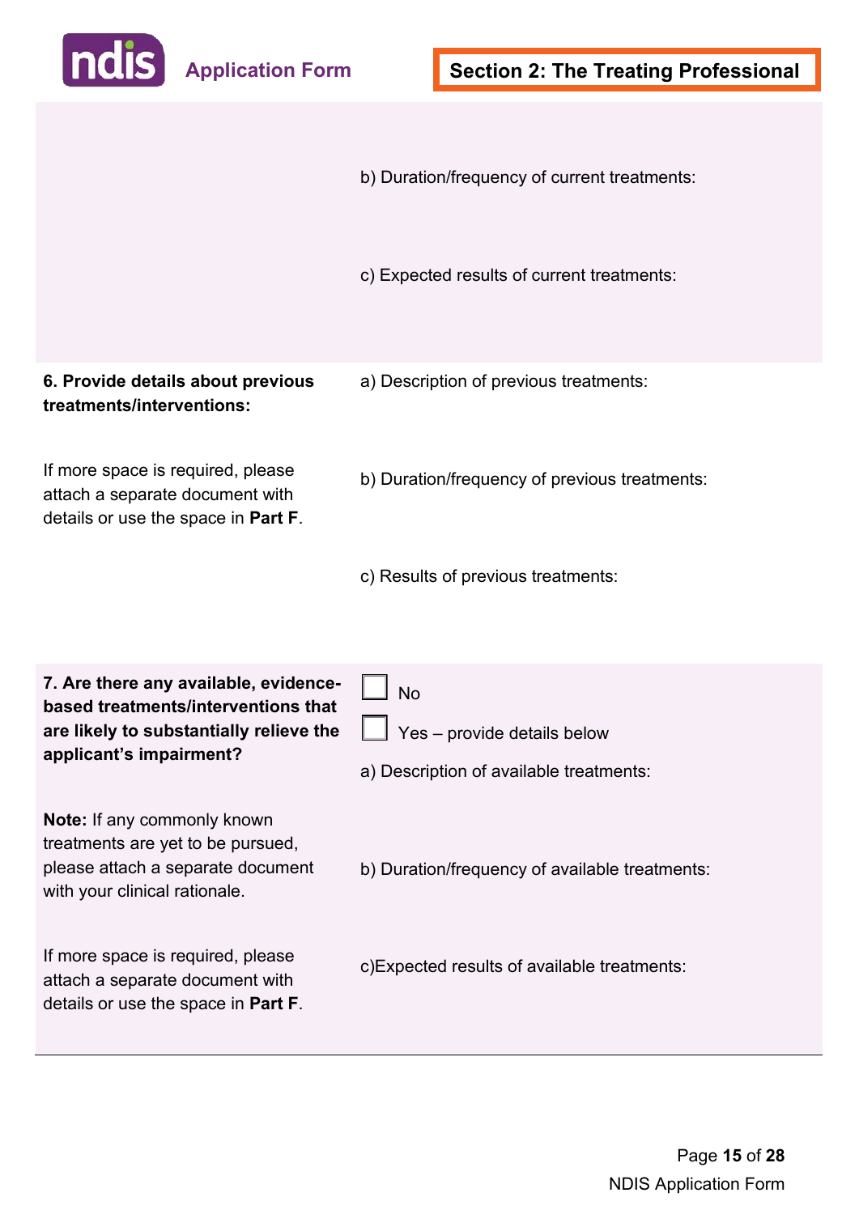| | |
|---|---|
| | b) Duration/frequency of current treatments: |
| | c) Expected results of current treatments: |
| **6. Provide details about previous treatments/interventions:**<br><br>If more space is required, please attach a separate document with details or use the space in **Part F**. | a) Description of previous treatments:<br><br>b) Duration/frequency of previous treatments:<br><br>c) Results of previous treatments: |
| **7. Are there any available, evidence-based treatments/interventions that are likely to substantially relieve the applicant's impairment?**<br><br>**Note:** If any commonly known treatments are yet to be pursued, please attach a separate document with your clinical rationale.<br><br>If more space is required, please attach a separate document with details or use the space in **Part F**. | ☐ No<br>☐ Yes – provide details below<br><br>a) Description of available treatments:<br><br>b) Duration/frequency of available treatments:<br><br>c)Expected results of available treatments: |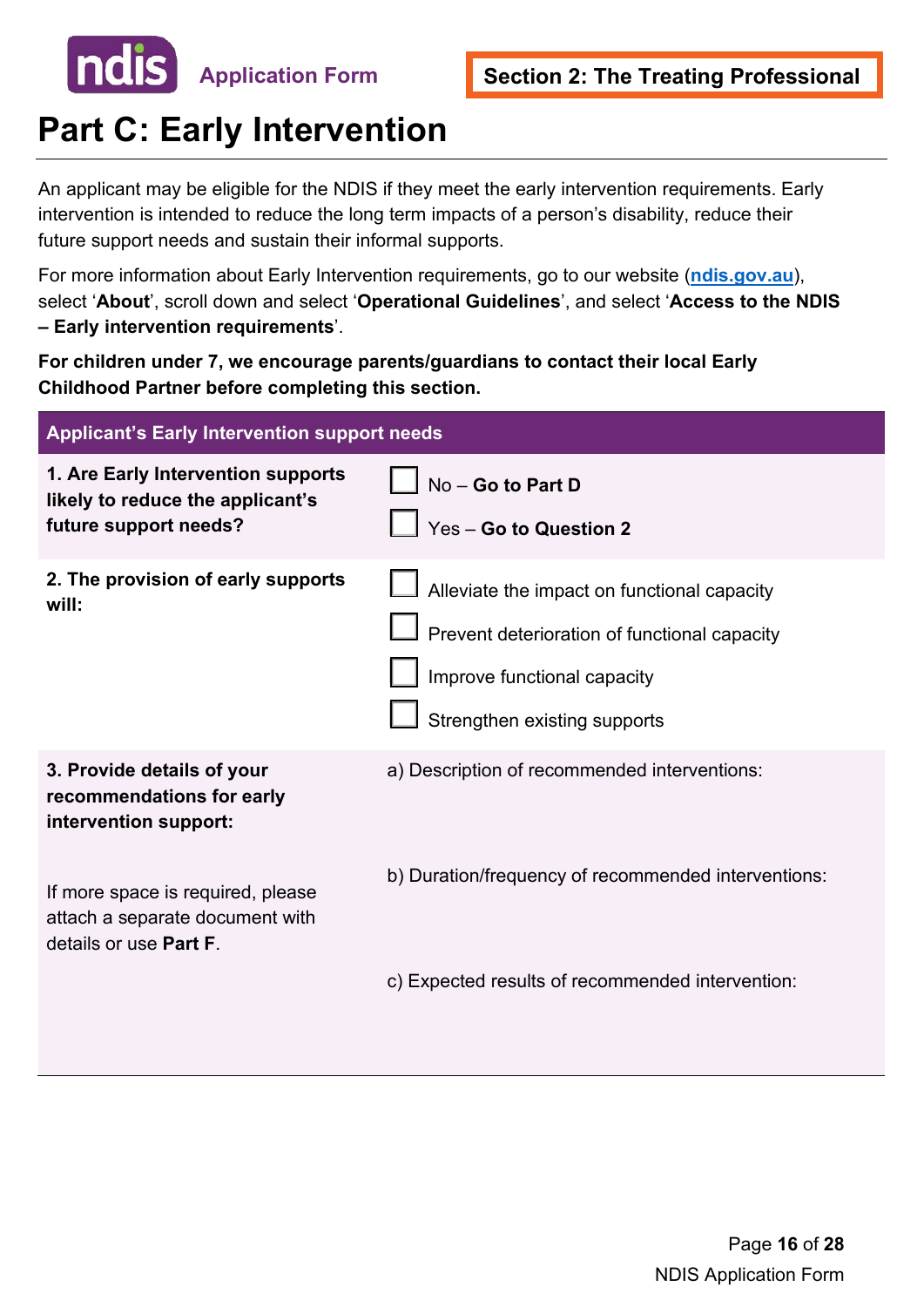Section 2: The Treating Professional

# Part C: Early Intervention

An applicant may be eligible for the NDIS if they meet the early intervention requirements. Early intervention is intended to reduce the long term impacts of a person's disability, reduce their future support needs and sustain their informal supports.

For more information about Early Intervention requirements, go to our website (**ndis.gov.au**), select '**About**', scroll down and select '**Operational Guidelines**', and select '**Access to the NDIS – Early intervention requirements**'.

**For children under 7, we encourage parents/guardians to contact their local Early Childhood Partner before completing this section.**

| Applicant's Early Intervention support needs | |
|---|---|
| **1. Are Early Intervention supports likely to reduce the applicant's future support needs?** | ☐ No – **Go to Part D**<br>☐ Yes – **Go to Question 2** |
| **2. The provision of early supports will:** | ☐ Alleviate the impact on functional capacity<br>☐ Prevent deterioration of functional capacity<br>☐ Improve functional capacity<br>☐ Strengthen existing supports |
| **3. Provide details of your recommendations for early intervention support:**<br><br>If more space is required, please attach a separate document with details or use **Part F**. | a) Description of recommended interventions:<br><br>b) Duration/frequency of recommended interventions:<br><br>c) Expected results of recommended intervention: |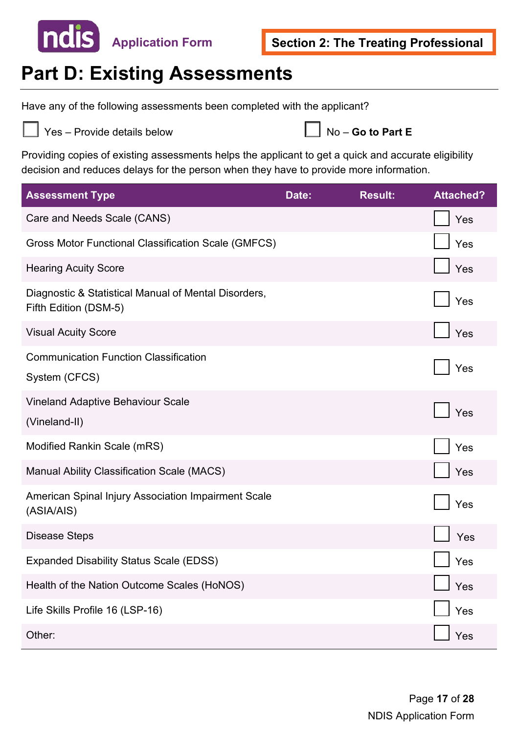# Part D: Existing Assessments

Have any of the following assessments been completed with the applicant?

☐ Yes – Provide details below ☐ No – **Go to Part E**

Providing copies of existing assessments helps the applicant to get a quick and accurate eligibility decision and reduces delays for the person when they have to provide more information.

| Assessment Type | Date: | Result: | Attached? |
| --- | --- | --- | --- |
| Care and Needs Scale (CANS) | | | ☐ Yes |
| Gross Motor Functional Classification Scale (GMFCS) | | | ☐ Yes |
| Hearing Acuity Score | | | ☐ Yes |
| Diagnostic & Statistical Manual of Mental Disorders, Fifth Edition (DSM-5) | | | ☐ Yes |
| Visual Acuity Score | | | ☐ Yes |
| Communication Function Classification System (CFCS) | | | ☐ Yes |
| Vineland Adaptive Behaviour Scale (Vineland-II) | | | ☐ Yes |
| Modified Rankin Scale (mRS) | | | ☐ Yes |
| Manual Ability Classification Scale (MACS) | | | ☐ Yes |
| American Spinal Injury Association Impairment Scale (ASIA/AIS) | | | ☐ Yes |
| Disease Steps | | | ☐ Yes |
| Expanded Disability Status Scale (EDSS) | | | ☐ Yes |
| Health of the Nation Outcome Scales (HoNOS) | | | ☐ Yes |
| Life Skills Profile 16 (LSP-16) | | | ☐ Yes |
| Other: | | | ☐ Yes |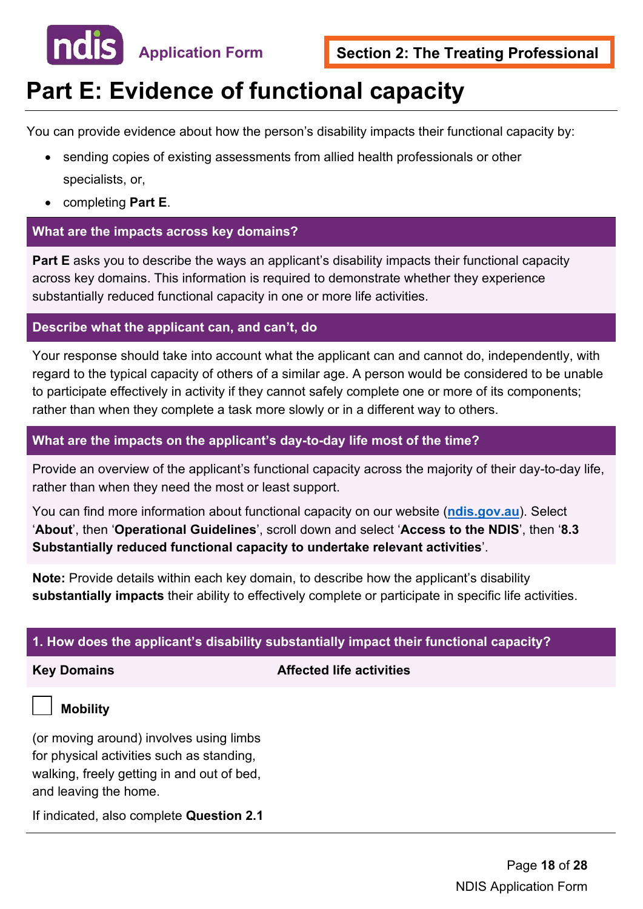Section 2: The Treating Professional

# Part E: Evidence of functional capacity

You can provide evidence about how the person's disability impacts their functional capacity by:

- sending copies of existing assessments from allied health professionals or other specialists, or,
- completing **Part E**.

### What are the impacts across key domains?

**Part E** asks you to describe the ways an applicant's disability impacts their functional capacity across key domains. This information is required to demonstrate whether they experience substantially reduced functional capacity in one or more life activities.

### Describe what the applicant can, and can't, do

Your response should take into account what the applicant can and cannot do, independently, with regard to the typical capacity of others of a similar age. A person would be considered to be unable to participate effectively in activity if they cannot safely complete one or more of its components; rather than when they complete a task more slowly or in a different way to others.

### What are the impacts on the applicant's day-to-day life most of the time?

Provide an overview of the applicant's functional capacity across the majority of their day-to-day life, rather than when they need the most or least support.

You can find more information about functional capacity on our website (**ndis.gov.au**). Select '**About**', then '**Operational Guidelines**', scroll down and select '**Access to the NDIS**', then '**8.3 Substantially reduced functional capacity to undertake relevant activities**'.

**Note:** Provide details within each key domain, to describe how the applicant's disability **substantially impacts** their ability to effectively complete or participate in specific life activities.

### 1. How does the applicant's disability substantially impact their functional capacity?

| Key Domains | Affected life activities |
| --- | --- |
| ☐ **Mobility**<br><br>(or moving around) involves using limbs for physical activities such as standing, walking, freely getting in and out of bed, and leaving the home.<br><br>If indicated, also complete **Question 2.1** | |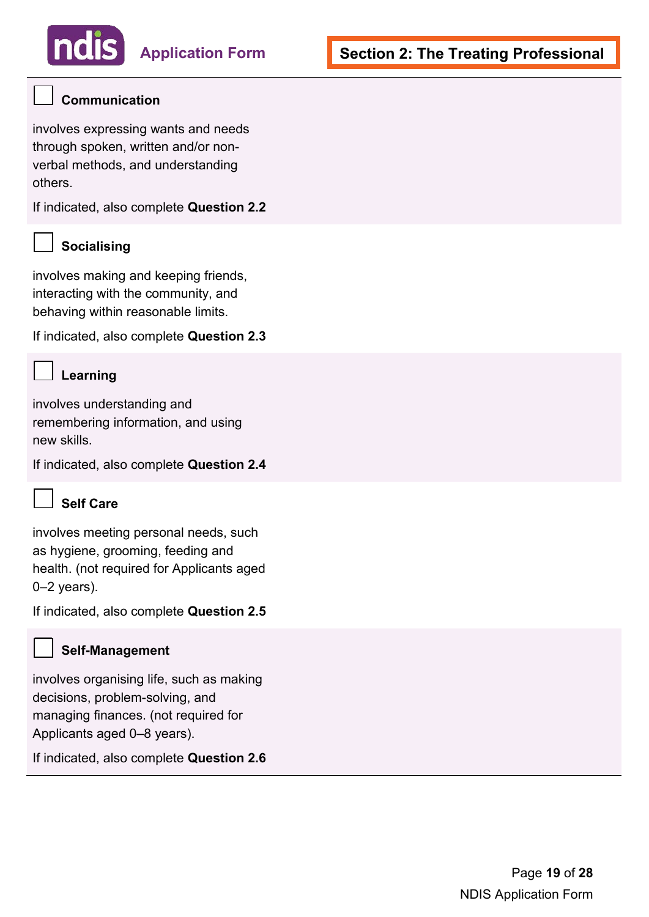- [ ] **Communication**

involves expressing wants and needs through spoken, written and/or non-verbal methods, and understanding others.

If indicated, also complete **Question 2.2**

- [ ] **Socialising**

involves making and keeping friends, interacting with the community, and behaving within reasonable limits.

If indicated, also complete **Question 2.3**

- [ ] **Learning**

involves understanding and remembering information, and using new skills.

If indicated, also complete **Question 2.4**

- [ ] **Self Care**

involves meeting personal needs, such as hygiene, grooming, feeding and health. (not required for Applicants aged 0–2 years).

If indicated, also complete **Question 2.5**

- [ ] **Self-Management**

involves organising life, such as making decisions, problem-solving, and managing finances. (not required for Applicants aged 0–8 years).

If indicated, also complete **Question 2.6**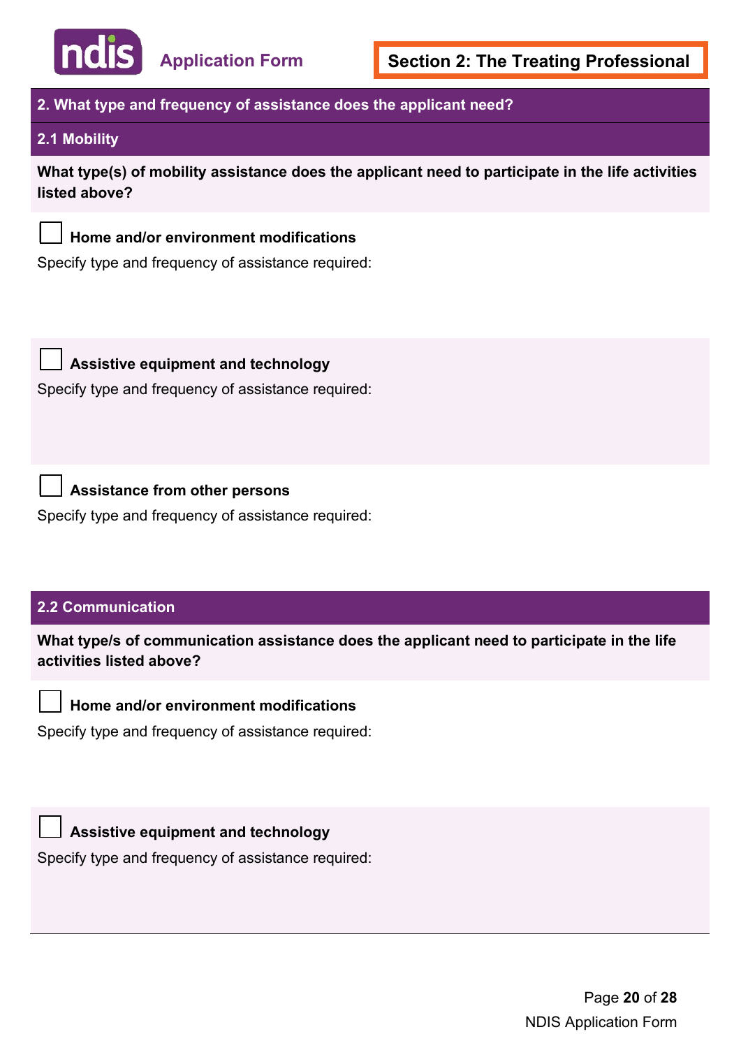## 2. What type and frequency of assistance does the applicant need?

### 2.1 Mobility

**What type(s) of mobility assistance does the applicant need to participate in the life activities listed above?**

☐ **Home and/or environment modifications**

Specify type and frequency of assistance required:

☐ **Assistive equipment and technology**

Specify type and frequency of assistance required:

☐ **Assistance from other persons**

Specify type and frequency of assistance required:

### 2.2 Communication

**What type/s of communication assistance does the applicant need to participate in the life activities listed above?**

☐ **Home and/or environment modifications**

Specify type and frequency of assistance required:

☐ **Assistive equipment and technology**

Specify type and frequency of assistance required: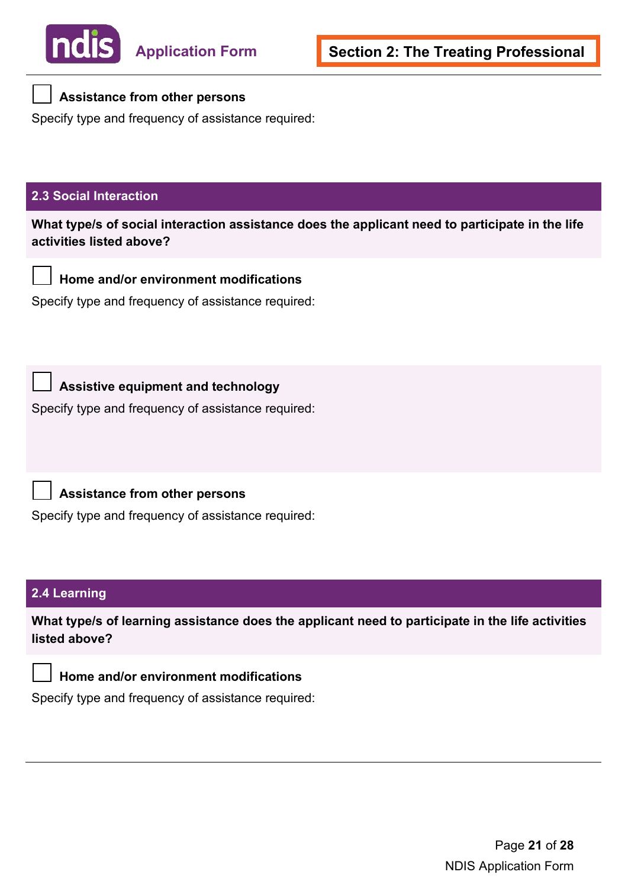☐ **Assistance from other persons**

Specify type and frequency of assistance required:

## 2.3 Social Interaction

**What type/s of social interaction assistance does the applicant need to participate in the life activities listed above?**

☐ **Home and/or environment modifications**

Specify type and frequency of assistance required:

☐ **Assistive equipment and technology**

Specify type and frequency of assistance required:

☐ **Assistance from other persons**

Specify type and frequency of assistance required:

## 2.4 Learning

**What type/s of learning assistance does the applicant need to participate in the life activities listed above?**

☐ **Home and/or environment modifications**

Specify type and frequency of assistance required: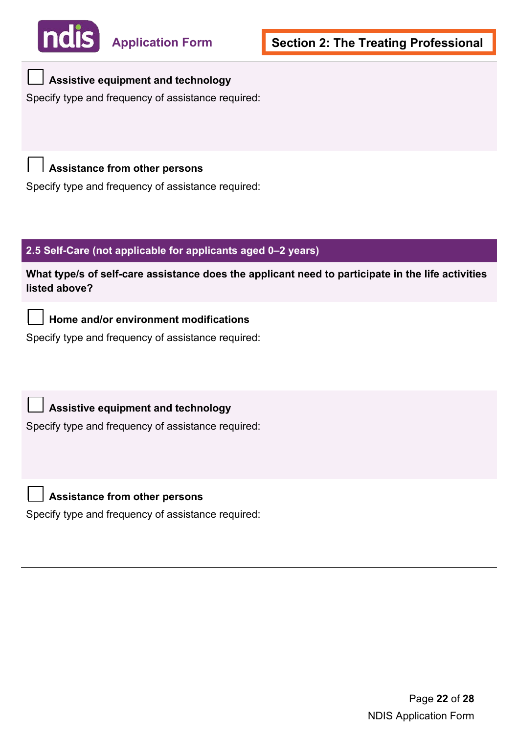☐ **Assistive equipment and technology**

Specify type and frequency of assistance required:

☐ **Assistance from other persons**

Specify type and frequency of assistance required:

## 2.5 Self-Care (not applicable for applicants aged 0–2 years)

**What type/s of self-care assistance does the applicant need to participate in the life activities listed above?**

☐ **Home and/or environment modifications**

Specify type and frequency of assistance required:

☐ **Assistive equipment and technology**

Specify type and frequency of assistance required:

☐ **Assistance from other persons**

Specify type and frequency of assistance required: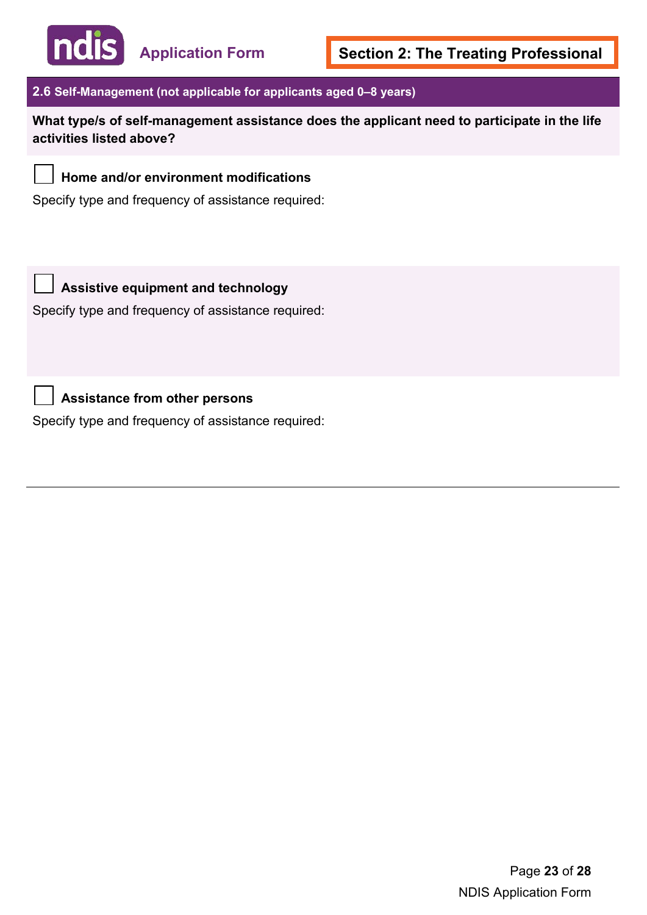## 2.6 Self-Management (not applicable for applicants aged 0–8 years)

**What type/s of self-management assistance does the applicant need to participate in the life activities listed above?**

☐ **Home and/or environment modifications**

Specify type and frequency of assistance required:

☐ **Assistive equipment and technology**

Specify type and frequency of assistance required:

☐ **Assistance from other persons**

Specify type and frequency of assistance required: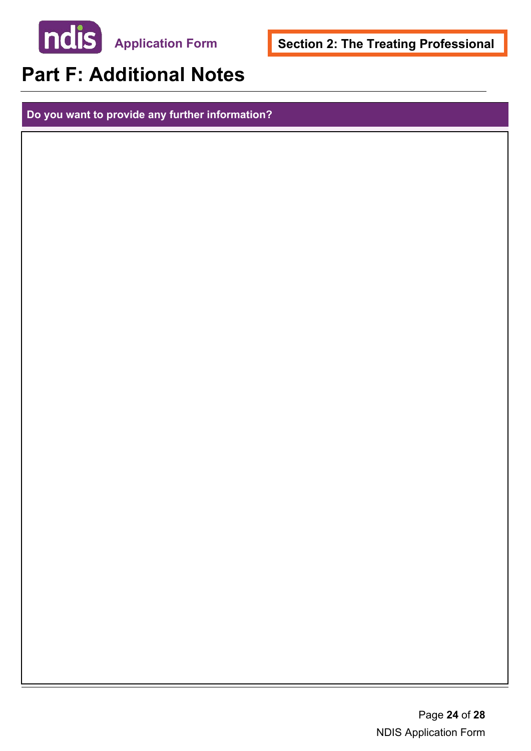# Part F: Additional Notes

**Do you want to provide any further information?**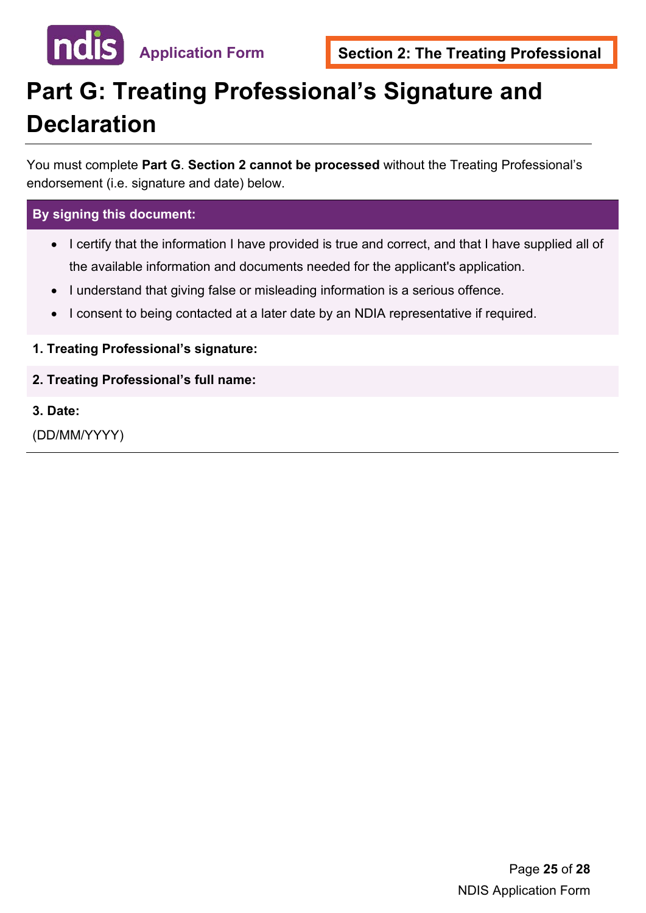# Part G: Treating Professional's Signature and Declaration

You must complete **Part G**. **Section 2 cannot be processed** without the Treating Professional's endorsement (i.e. signature and date) below.

**By signing this document:**

- I certify that the information I have provided is true and correct, and that I have supplied all of the available information and documents needed for the applicant's application.
- I understand that giving false or misleading information is a serious offence.
- I consent to being contacted at a later date by an NDIA representative if required.

**1. Treating Professional's signature:**

**2. Treating Professional's full name:**

**3. Date:**

(DD/MM/YYYY)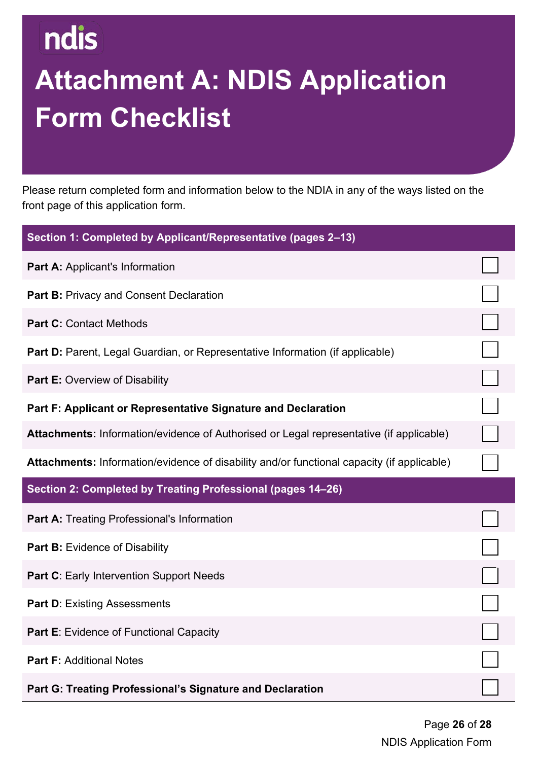# Attachment A: NDIS Application Form Checklist

Please return completed form and information below to the NDIA in any of the ways listed on the front page of this application form.

| Section 1: Completed by Applicant/Representative (pages 2–13) | |
|---|---|
| **Part A:** Applicant's Information | ☐ |
| **Part B:** Privacy and Consent Declaration | ☐ |
| **Part C:** Contact Methods | ☐ |
| **Part D:** Parent, Legal Guardian, or Representative Information (if applicable) | ☐ |
| **Part E:** Overview of Disability | ☐ |
| **Part F: Applicant or Representative Signature and Declaration** | ☐ |
| **Attachments:** Information/evidence of Authorised or Legal representative (if applicable) | ☐ |
| **Attachments:** Information/evidence of disability and/or functional capacity (if applicable) | ☐ |
| **Section 2: Completed by Treating Professional (pages 14–26)** | |
| **Part A:** Treating Professional's Information | ☐ |
| **Part B:** Evidence of Disability | ☐ |
| **Part C**: Early Intervention Support Needs | ☐ |
| **Part D**: Existing Assessments | ☐ |
| **Part E**: Evidence of Functional Capacity | ☐ |
| **Part F:** Additional Notes | ☐ |
| **Part G: Treating Professional's Signature and Declaration** | ☐ |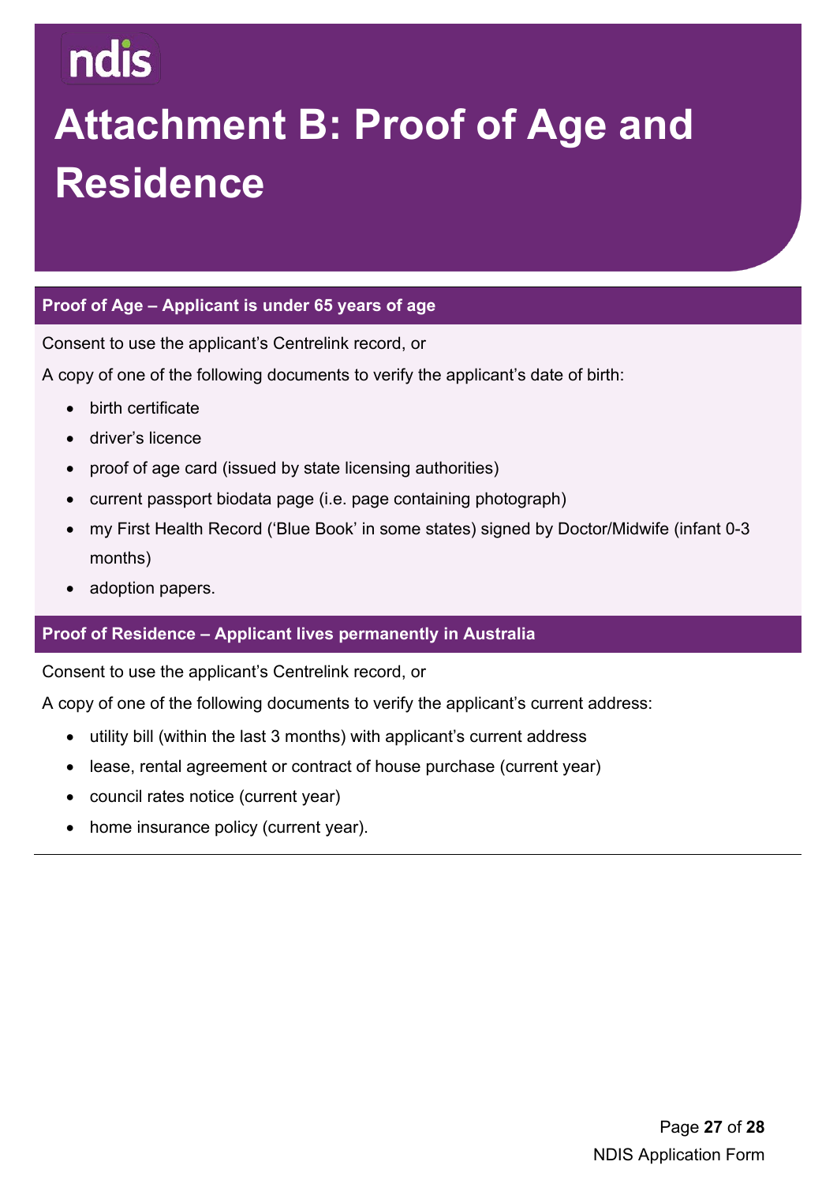ndis

# Attachment B: Proof of Age and Residence

## Proof of Age – Applicant is under 65 years of age

Consent to use the applicant's Centrelink record, or

A copy of one of the following documents to verify the applicant's date of birth:

- birth certificate
- driver's licence
- proof of age card (issued by state licensing authorities)
- current passport biodata page (i.e. page containing photograph)
- my First Health Record ('Blue Book' in some states) signed by Doctor/Midwife (infant 0-3 months)
- adoption papers.

## Proof of Residence – Applicant lives permanently in Australia

Consent to use the applicant's Centrelink record, or

A copy of one of the following documents to verify the applicant's current address:

- utility bill (within the last 3 months) with applicant's current address
- lease, rental agreement or contract of house purchase (current year)
- council rates notice (current year)
- home insurance policy (current year).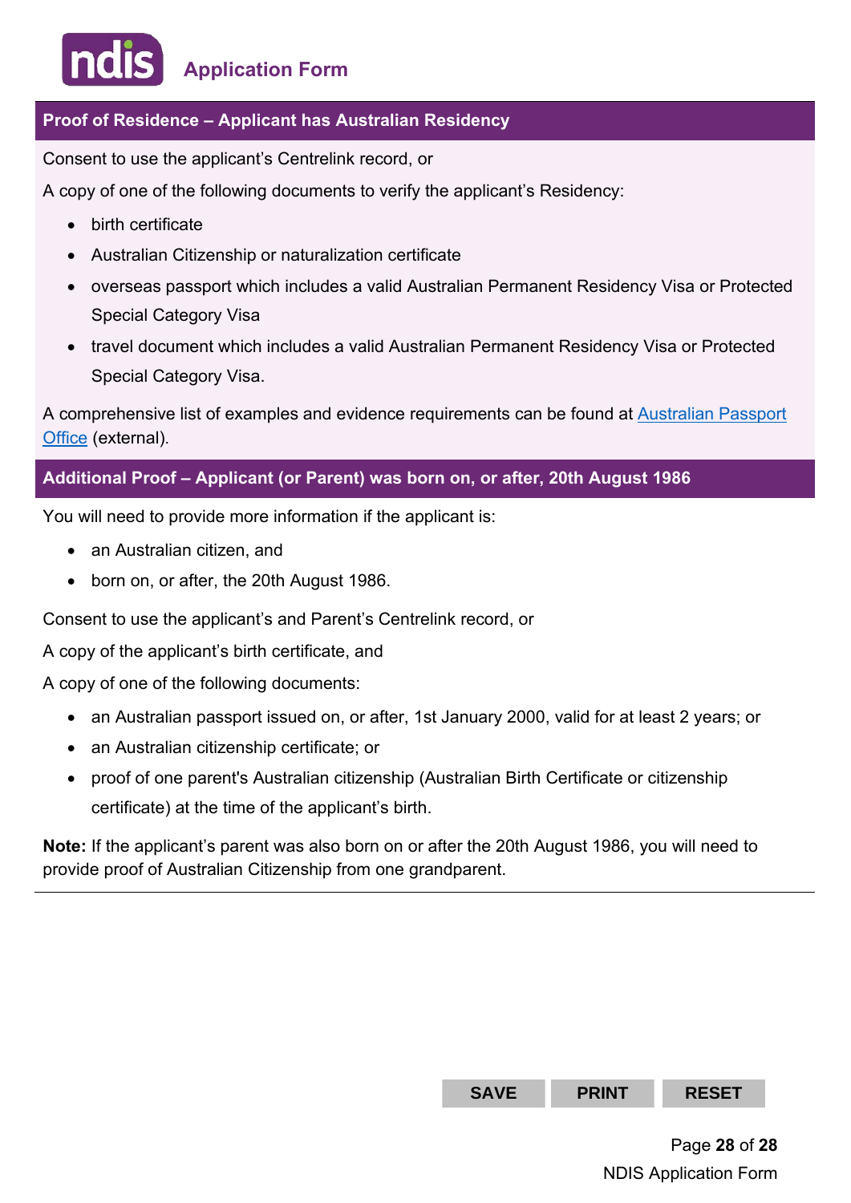## Proof of Residence – Applicant has Australian Residency

Consent to use the applicant's Centrelink record, or

A copy of one of the following documents to verify the applicant's Residency:

- birth certificate
- Australian Citizenship or naturalization certificate
- overseas passport which includes a valid Australian Permanent Residency Visa or Protected Special Category Visa
- travel document which includes a valid Australian Permanent Residency Visa or Protected Special Category Visa.

A comprehensive list of examples and evidence requirements can be found at [Australian Passport Office](#) (external).

## Additional Proof – Applicant (or Parent) was born on, or after, 20th August 1986

You will need to provide more information if the applicant is:

- an Australian citizen, and
- born on, or after, the 20th August 1986.

Consent to use the applicant's and Parent's Centrelink record, or

A copy of the applicant's birth certificate, and

A copy of one of the following documents:

- an Australian passport issued on, or after, 1st January 2000, valid for at least 2 years; or
- an Australian citizenship certificate; or
- proof of one parent's Australian citizenship (Australian Birth Certificate or citizenship certificate) at the time of the applicant's birth.

**Note:** If the applicant's parent was also born on or after the 20th August 1986, you will need to provide proof of Australian Citizenship from one grandparent.

SAVE PRINT RESET